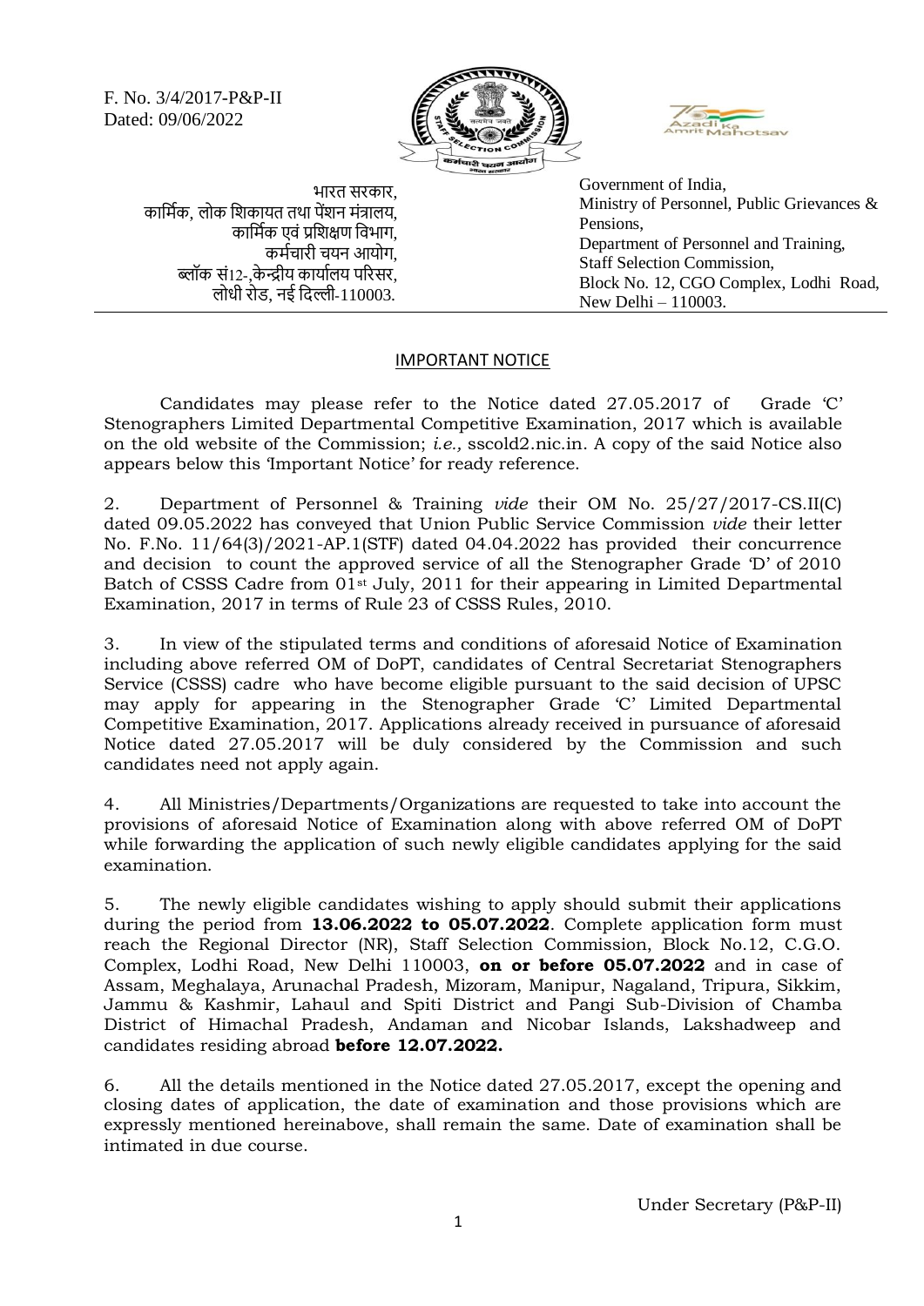F. No. 3/4/2017-P&P-II
Dated: 09/06/2022

भारत सरकार,
कार्मिक, लोक शिकायत तथा पेंशन मंत्रालय,
कार्मिक एवं प्रशिक्षण विभाग,
कर्मचारी चयन आयोग,
ब्लॉक सं12-,केन्द्रीय कार्यालय परिसर,
लोधी रोड, नई दिल्ली-110003.

Government of India,
Ministry of Personnel, Public Grievances & Pensions,
Department of Personnel and Training,
Staff Selection Commission,
Block No. 12, CGO Complex, Lodhi Road,
New Delhi – 110003.

## IMPORTANT NOTICE

Candidates may please refer to the Notice dated 27.05.2017 of Grade 'C' Stenographers Limited Departmental Competitive Examination, 2017 which is available on the old website of the Commission; *i.e.,* sscold2.nic.in. A copy of the said Notice also appears below this 'Important Notice' for ready reference.

2. Department of Personnel & Training *vide* their OM No. 25/27/2017-CS.II(C) dated 09.05.2022 has conveyed that Union Public Service Commission *vide* their letter No. F.No. 11/64(3)/2021-AP.1(STF) dated 04.04.2022 has provided their concurrence and decision to count the approved service of all the Stenographer Grade 'D' of 2010 Batch of CSSS Cadre from 01st July, 2011 for their appearing in Limited Departmental Examination, 2017 in terms of Rule 23 of CSSS Rules, 2010.

3. In view of the stipulated terms and conditions of aforesaid Notice of Examination including above referred OM of DoPT, candidates of Central Secretariat Stenographers Service (CSSS) cadre who have become eligible pursuant to the said decision of UPSC may apply for appearing in the Stenographer Grade 'C' Limited Departmental Competitive Examination, 2017. Applications already received in pursuance of aforesaid Notice dated 27.05.2017 will be duly considered by the Commission and such candidates need not apply again.

4. All Ministries/Departments/Organizations are requested to take into account the provisions of aforesaid Notice of Examination along with above referred OM of DoPT while forwarding the application of such newly eligible candidates applying for the said examination.

5. The newly eligible candidates wishing to apply should submit their applications during the period from **13.06.2022 to 05.07.2022**. Complete application form must reach the Regional Director (NR), Staff Selection Commission, Block No.12, C.G.O. Complex, Lodhi Road, New Delhi 110003, **on or before 05.07.2022** and in case of Assam, Meghalaya, Arunachal Pradesh, Mizoram, Manipur, Nagaland, Tripura, Sikkim, Jammu & Kashmir, Lahaul and Spiti District and Pangi Sub-Division of Chamba District of Himachal Pradesh, Andaman and Nicobar Islands, Lakshadweep and candidates residing abroad **before 12.07.2022.**

6. All the details mentioned in the Notice dated 27.05.2017, except the opening and closing dates of application, the date of examination and those provisions which are expressly mentioned hereinabove, shall remain the same. Date of examination shall be intimated in due course.

Under Secretary (P&P-II)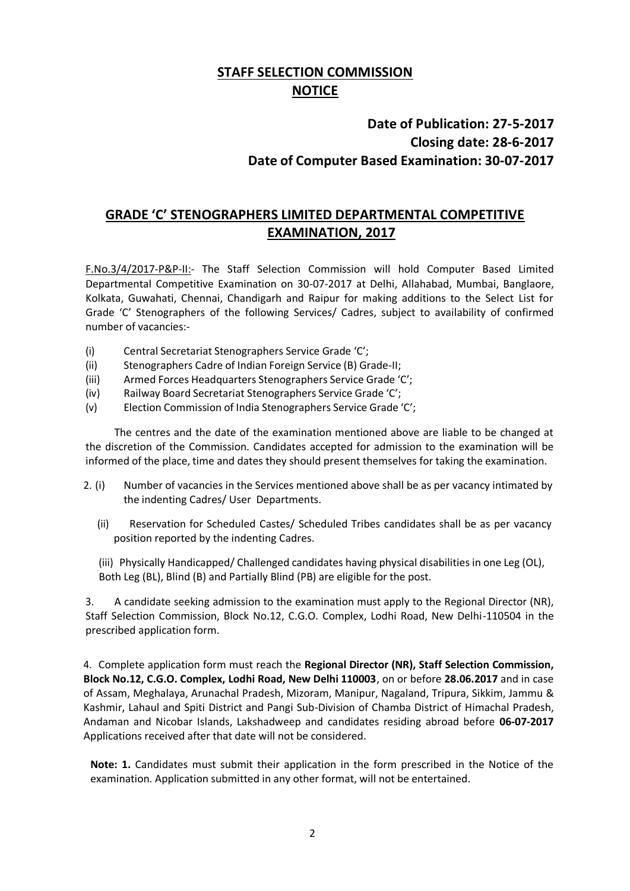## STAFF SELECTION COMMISSION

## NOTICE

**Date of Publication: 27-5-2017**
**Closing date: 28-6-2017**
**Date of Computer Based Examination: 30-07-2017**

## GRADE 'C' STENOGRAPHERS LIMITED DEPARTMENTAL COMPETITIVE EXAMINATION, 2017

F.No.3/4/2017-P&P-II:- The Staff Selection Commission will hold Computer Based Limited Departmental Competitive Examination on 30-07-2017 at Delhi, Allahabad, Mumbai, Banglaore, Kolkata, Guwahati, Chennai, Chandigarh and Raipur for making additions to the Select List for Grade 'C' Stenographers of the following Services/ Cadres, subject to availability of confirmed number of vacancies:-

(i) Central Secretariat Stenographers Service Grade 'C';
(ii) Stenographers Cadre of Indian Foreign Service (B) Grade-II;
(iii) Armed Forces Headquarters Stenographers Service Grade 'C';
(iv) Railway Board Secretariat Stenographers Service Grade 'C';
(v) Election Commission of India Stenographers Service Grade 'C';

The centres and the date of the examination mentioned above are liable to be changed at the discretion of the Commission. Candidates accepted for admission to the examination will be informed of the place, time and dates they should present themselves for taking the examination.

2. (i) Number of vacancies in the Services mentioned above shall be as per vacancy intimated by the indenting Cadres/ User Departments.

(ii) Reservation for Scheduled Castes/ Scheduled Tribes candidates shall be as per vacancy position reported by the indenting Cadres.

(iii) Physically Handicapped/ Challenged candidates having physical disabilities in one Leg (OL), Both Leg (BL), Blind (B) and Partially Blind (PB) are eligible for the post.

3. A candidate seeking admission to the examination must apply to the Regional Director (NR), Staff Selection Commission, Block No.12, C.G.O. Complex, Lodhi Road, New Delhi-110504 in the prescribed application form.

4. Complete application form must reach the **Regional Director (NR), Staff Selection Commission, Block No.12, C.G.O. Complex, Lodhi Road, New Delhi 110003**, on or before **28.06.2017** and in case of Assam, Meghalaya, Arunachal Pradesh, Mizoram, Manipur, Nagaland, Tripura, Sikkim, Jammu & Kashmir, Lahaul and Spiti District and Pangi Sub-Division of Chamba District of Himachal Pradesh, Andaman and Nicobar Islands, Lakshadweep and candidates residing abroad before **06-07-2017** Applications received after that date will not be considered.

**Note: 1.** Candidates must submit their application in the form prescribed in the Notice of the examination. Application submitted in any other format, will not be entertained.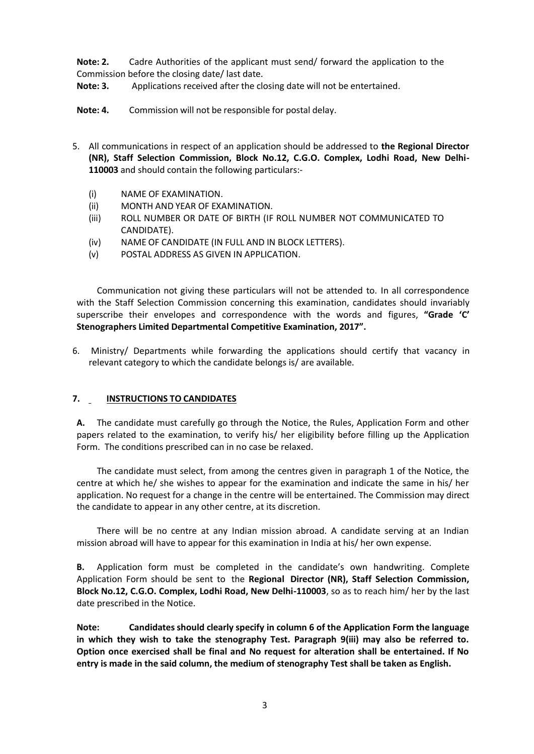**Note: 2.** Cadre Authorities of the applicant must send/ forward the application to the Commission before the closing date/ last date.

**Note: 3.** Applications received after the closing date will not be entertained.

**Note: 4.** Commission will not be responsible for postal delay.

5. All communications in respect of an application should be addressed to **the Regional Director (NR), Staff Selection Commission, Block No.12, C.G.O. Complex, Lodhi Road, New Delhi-110003** and should contain the following particulars:-

   (i) NAME OF EXAMINATION.
   (ii) MONTH AND YEAR OF EXAMINATION.
   (iii) ROLL NUMBER OR DATE OF BIRTH (IF ROLL NUMBER NOT COMMUNICATED TO CANDIDATE).
   (iv) NAME OF CANDIDATE (IN FULL AND IN BLOCK LETTERS).
   (v) POSTAL ADDRESS AS GIVEN IN APPLICATION.

Communication not giving these particulars will not be attended to. In all correspondence with the Staff Selection Commission concerning this examination, candidates should invariably superscribe their envelopes and correspondence with the words and figures, **"Grade 'C' Stenographers Limited Departmental Competitive Examination, 2017".**

6. Ministry/ Departments while forwarding the applications should certify that vacancy in relevant category to which the candidate belongs is/ are available.

## 7. INSTRUCTIONS TO CANDIDATES

**A.** The candidate must carefully go through the Notice, the Rules, Application Form and other papers related to the examination, to verify his/ her eligibility before filling up the Application Form. The conditions prescribed can in no case be relaxed.

The candidate must select, from among the centres given in paragraph 1 of the Notice, the centre at which he/ she wishes to appear for the examination and indicate the same in his/ her application. No request for a change in the centre will be entertained. The Commission may direct the candidate to appear in any other centre, at its discretion.

There will be no centre at any Indian mission abroad. A candidate serving at an Indian mission abroad will have to appear for this examination in India at his/ her own expense.

**B.** Application form must be completed in the candidate's own handwriting. Complete Application Form should be sent to the **Regional Director (NR), Staff Selection Commission, Block No.12, C.G.O. Complex, Lodhi Road, New Delhi-110003**, so as to reach him/ her by the last date prescribed in the Notice.

**Note: Candidates should clearly specify in column 6 of the Application Form the language in which they wish to take the stenography Test. Paragraph 9(iii) may also be referred to. Option once exercised shall be final and No request for alteration shall be entertained. If No entry is made in the said column, the medium of stenography Test shall be taken as English.**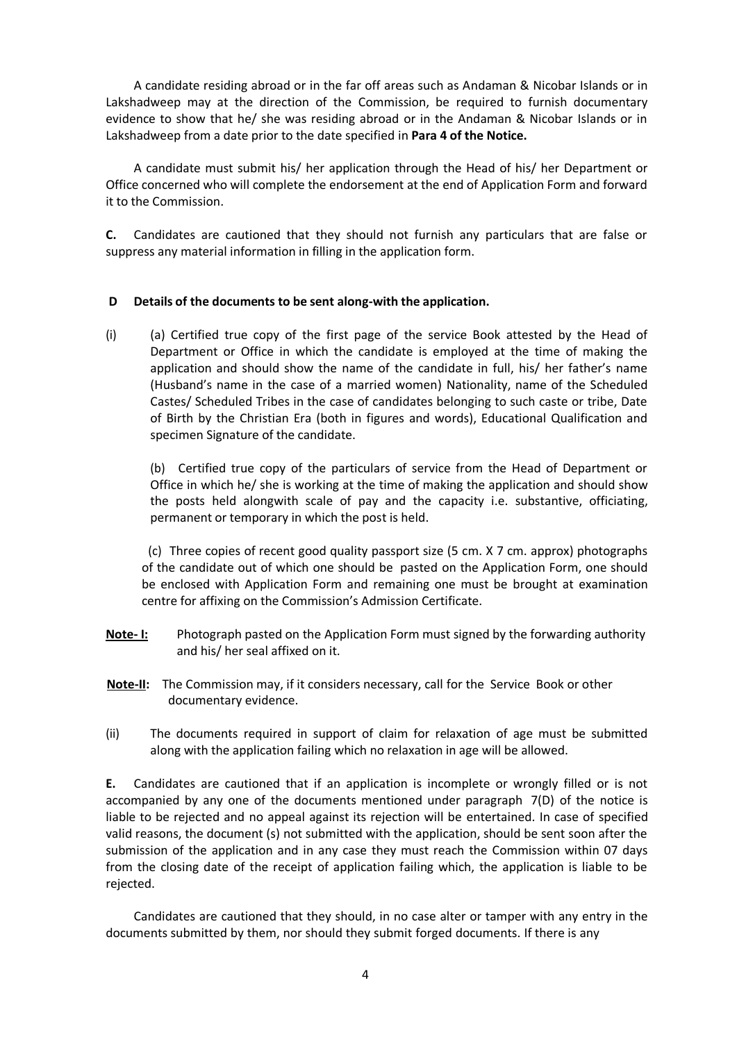A candidate residing abroad or in the far off areas such as Andaman & Nicobar Islands or in Lakshadweep may at the direction of the Commission, be required to furnish documentary evidence to show that he/ she was residing abroad or in the Andaman & Nicobar Islands or in Lakshadweep from a date prior to the date specified in **Para 4 of the Notice.**

A candidate must submit his/ her application through the Head of his/ her Department or Office concerned who will complete the endorsement at the end of Application Form and forward it to the Commission.

**C.** Candidates are cautioned that they should not furnish any particulars that are false or suppress any material information in filling in the application form.

**D Details of the documents to be sent along-with the application.**

(i) (a) Certified true copy of the first page of the service Book attested by the Head of Department or Office in which the candidate is employed at the time of making the application and should show the name of the candidate in full, his/ her father's name (Husband's name in the case of a married women) Nationality, name of the Scheduled Castes/ Scheduled Tribes in the case of candidates belonging to such caste or tribe, Date of Birth by the Christian Era (both in figures and words), Educational Qualification and specimen Signature of the candidate.

(b) Certified true copy of the particulars of service from the Head of Department or Office in which he/ she is working at the time of making the application and should show the posts held alongwith scale of pay and the capacity i.e. substantive, officiating, permanent or temporary in which the post is held.

(c) Three copies of recent good quality passport size (5 cm. X 7 cm. approx) photographs of the candidate out of which one should be pasted on the Application Form, one should be enclosed with Application Form and remaining one must be brought at examination centre for affixing on the Commission's Admission Certificate.

**Note- I:** Photograph pasted on the Application Form must signed by the forwarding authority and his/ her seal affixed on it.

**Note-II:** The Commission may, if it considers necessary, call for the Service Book or other documentary evidence.

(ii) The documents required in support of claim for relaxation of age must be submitted along with the application failing which no relaxation in age will be allowed.

**E.** Candidates are cautioned that if an application is incomplete or wrongly filled or is not accompanied by any one of the documents mentioned under paragraph 7(D) of the notice is liable to be rejected and no appeal against its rejection will be entertained. In case of specified valid reasons, the document (s) not submitted with the application, should be sent soon after the submission of the application and in any case they must reach the Commission within 07 days from the closing date of the receipt of application failing which, the application is liable to be rejected.

Candidates are cautioned that they should, in no case alter or tamper with any entry in the documents submitted by them, nor should they submit forged documents. If there is any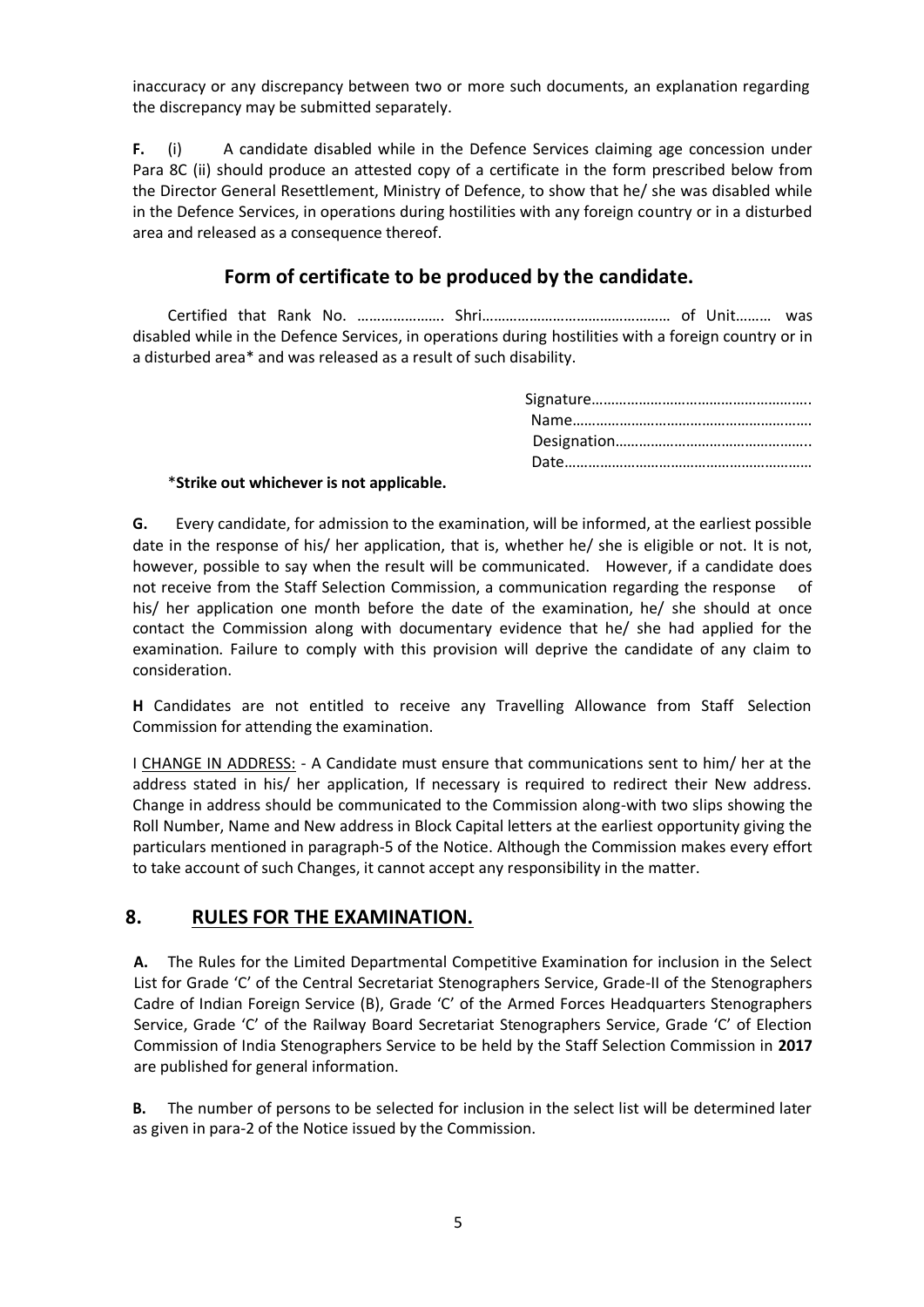inaccuracy or any discrepancy between two or more such documents, an explanation regarding the discrepancy may be submitted separately.

**F.** (i) A candidate disabled while in the Defence Services claiming age concession under Para 8C (ii) should produce an attested copy of a certificate in the form prescribed below from the Director General Resettlement, Ministry of Defence, to show that he/ she was disabled while in the Defence Services, in operations during hostilities with any foreign country or in a disturbed area and released as a consequence thereof.

## Form of certificate to be produced by the candidate.

Certified that Rank No. …………………. Shri………………………………………… of Unit……… was disabled while in the Defence Services, in operations during hostilities with a foreign country or in a disturbed area* and was released as a result of such disability.

Signature……………………………………………….
Name……………………………………………………
Designation…………………………………………..
Date………………………………………………………

*__Strike out whichever is not applicable.__

**G.** Every candidate, for admission to the examination, will be informed, at the earliest possible date in the response of his/ her application, that is, whether he/ she is eligible or not. It is not, however, possible to say when the result will be communicated. However, if a candidate does not receive from the Staff Selection Commission, a communication regarding the response of his/ her application one month before the date of the examination, he/ she should at once contact the Commission along with documentary evidence that he/ she had applied for the examination. Failure to comply with this provision will deprive the candidate of any claim to consideration.

**H** Candidates are not entitled to receive any Travelling Allowance from Staff Selection Commission for attending the examination.

I <u>CHANGE IN ADDRESS:</u> - A Candidate must ensure that communications sent to him/ her at the address stated in his/ her application, If necessary is required to redirect their New address. Change in address should be communicated to the Commission along-with two slips showing the Roll Number, Name and New address in Block Capital letters at the earliest opportunity giving the particulars mentioned in paragraph-5 of the Notice. Although the Commission makes every effort to take account of such Changes, it cannot accept any responsibility in the matter.

## 8. RULES FOR THE EXAMINATION.

**A.** The Rules for the Limited Departmental Competitive Examination for inclusion in the Select List for Grade 'C' of the Central Secretariat Stenographers Service, Grade-II of the Stenographers Cadre of Indian Foreign Service (B), Grade 'C' of the Armed Forces Headquarters Stenographers Service, Grade 'C' of the Railway Board Secretariat Stenographers Service, Grade 'C' of Election Commission of India Stenographers Service to be held by the Staff Selection Commission in **2017** are published for general information.

**B.** The number of persons to be selected for inclusion in the select list will be determined later as given in para-2 of the Notice issued by the Commission.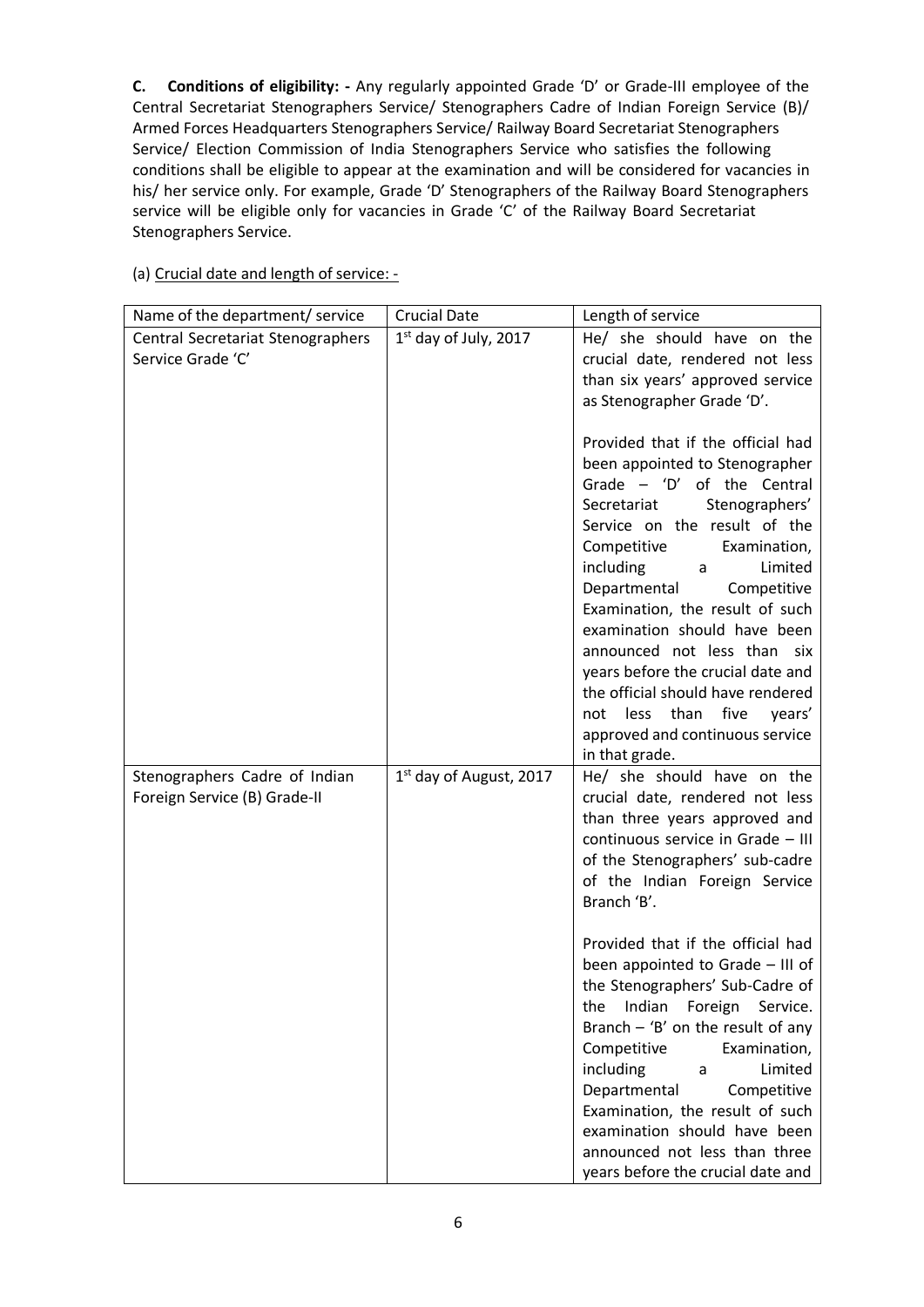**C. Conditions of eligibility: -** Any regularly appointed Grade 'D' or Grade-III employee of the Central Secretariat Stenographers Service/ Stenographers Cadre of Indian Foreign Service (B)/ Armed Forces Headquarters Stenographers Service/ Railway Board Secretariat Stenographers Service/ Election Commission of India Stenographers Service who satisfies the following conditions shall be eligible to appear at the examination and will be considered for vacancies in his/ her service only. For example, Grade 'D' Stenographers of the Railway Board Stenographers service will be eligible only for vacancies in Grade 'C' of the Railway Board Secretariat Stenographers Service.

(a) Crucial date and length of service: -

| Name of the department/ service | Crucial Date | Length of service |
|---|---|---|
| Central Secretariat Stenographers Service Grade 'C' | 1st day of July, 2017 | He/ she should have on the crucial date, rendered not less than six years' approved service as Stenographer Grade 'D'.<br><br>Provided that if the official had been appointed to Stenographer Grade – 'D' of the Central Secretariat Stenographers' Service on the result of the Competitive Examination, including a Limited Departmental Competitive Examination, the result of such examination should have been announced not less than six years before the crucial date and the official should have rendered not less than five years' approved and continuous service in that grade. |
| Stenographers Cadre of Indian Foreign Service (B) Grade-II | 1st day of August, 2017 | He/ she should have on the crucial date, rendered not less than three years approved and continuous service in Grade – III of the Stenographers' sub-cadre of the Indian Foreign Service Branch 'B'.<br><br>Provided that if the official had been appointed to Grade – III of the Stenographers' Sub-Cadre of the Indian Foreign Service. Branch – 'B' on the result of any Competitive Examination, including a Limited Departmental Competitive Examination, the result of such examination should have been announced not less than three years before the crucial date and |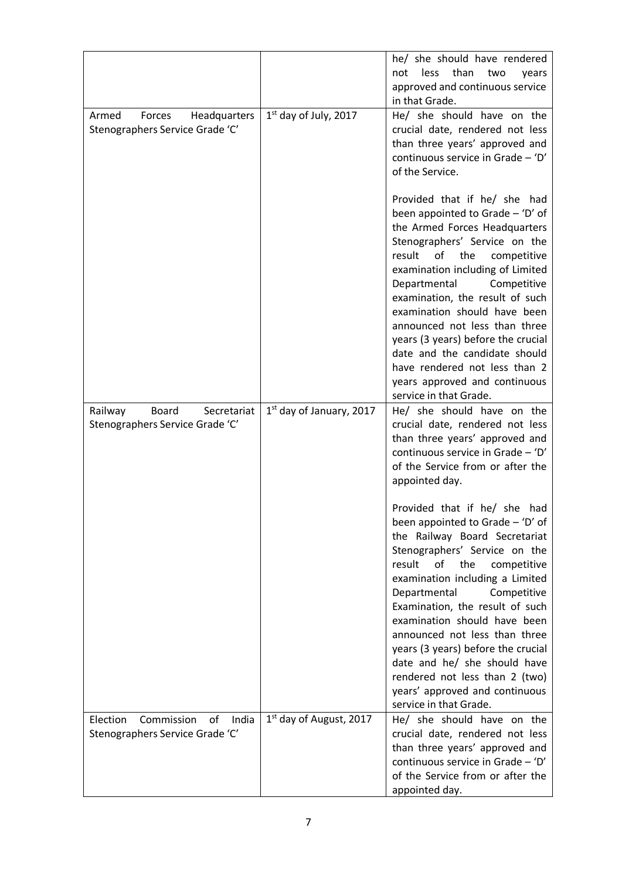| | | |
|---|---|---|
| | | he/ she should have rendered not less than two years approved and continuous service in that Grade. |
| Armed Forces Headquarters Stenographers Service Grade 'C' | 1st day of July, 2017 | He/ she should have on the crucial date, rendered not less than three years' approved and continuous service in Grade – 'D' of the Service.<br><br>Provided that if he/ she had been appointed to Grade – 'D' of the Armed Forces Headquarters Stenographers' Service on the result of the competitive examination including of Limited Departmental Competitive examination, the result of such examination should have been announced not less than three years (3 years) before the crucial date and the candidate should have rendered not less than 2 years approved and continuous service in that Grade. |
| Railway Board Secretariat Stenographers Service Grade 'C' | 1st day of January, 2017 | He/ she should have on the crucial date, rendered not less than three years' approved and continuous service in Grade – 'D' of the Service from or after the appointed day.<br><br>Provided that if he/ she had been appointed to Grade – 'D' of the Railway Board Secretariat Stenographers' Service on the result of the competitive examination including a Limited Departmental Competitive Examination, the result of such examination should have been announced not less than three years (3 years) before the crucial date and he/ she should have rendered not less than 2 (two) years' approved and continuous service in that Grade. |
| Election Commission of India Stenographers Service Grade 'C' | 1st day of August, 2017 | He/ she should have on the crucial date, rendered not less than three years' approved and continuous service in Grade – 'D' of the Service from or after the appointed day. |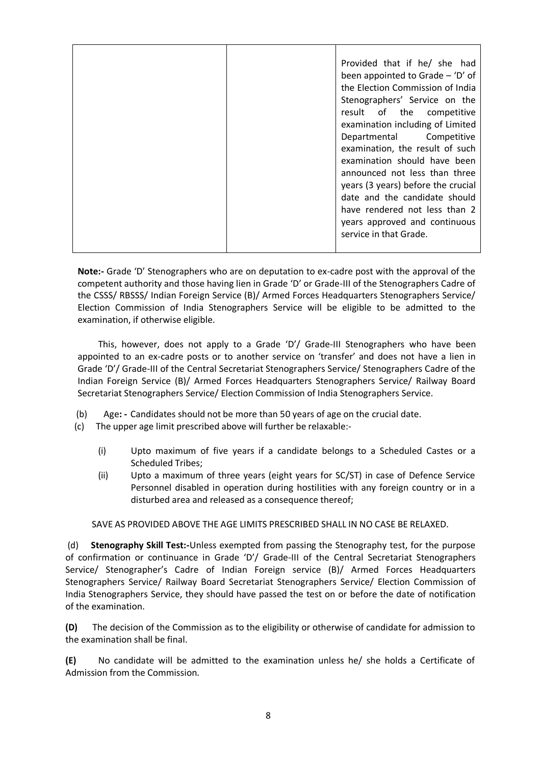| | | Provided that if he/ she had been appointed to Grade – 'D' of the Election Commission of India Stenographers' Service on the result of the competitive examination including of Limited Departmental Competitive examination, the result of such examination should have been announced not less than three years (3 years) before the crucial date and the candidate should have rendered not less than 2 years approved and continuous service in that Grade. |
|---|---|---|

**Note:-** Grade 'D' Stenographers who are on deputation to ex-cadre post with the approval of the competent authority and those having lien in Grade 'D' or Grade-III of the Stenographers Cadre of the CSSS/ RBSSS/ Indian Foreign Service (B)/ Armed Forces Headquarters Stenographers Service/ Election Commission of India Stenographers Service will be eligible to be admitted to the examination, if otherwise eligible.

This, however, does not apply to a Grade 'D'/ Grade-III Stenographers who have been appointed to an ex-cadre posts or to another service on 'transfer' and does not have a lien in Grade 'D'/ Grade-III of the Central Secretariat Stenographers Service/ Stenographers Cadre of the Indian Foreign Service (B)/ Armed Forces Headquarters Stenographers Service/ Railway Board Secretariat Stenographers Service/ Election Commission of India Stenographers Service.

(b) Age**: -** Candidates should not be more than 50 years of age on the crucial date.

(c) The upper age limit prescribed above will further be relaxable:-

(i) Upto maximum of five years if a candidate belongs to a Scheduled Castes or a Scheduled Tribes;

(ii) Upto a maximum of three years (eight years for SC/ST) in case of Defence Service Personnel disabled in operation during hostilities with any foreign country or in a disturbed area and released as a consequence thereof;

SAVE AS PROVIDED ABOVE THE AGE LIMITS PRESCRIBED SHALL IN NO CASE BE RELAXED.

(d) **Stenography Skill Test:-**Unless exempted from passing the Stenography test, for the purpose of confirmation or continuance in Grade 'D'/ Grade-III of the Central Secretariat Stenographers Service/ Stenographer's Cadre of Indian Foreign service (B)/ Armed Forces Headquarters Stenographers Service/ Railway Board Secretariat Stenographers Service/ Election Commission of India Stenographers Service, they should have passed the test on or before the date of notification of the examination.

**(D)** The decision of the Commission as to the eligibility or otherwise of candidate for admission to the examination shall be final.

**(E)** No candidate will be admitted to the examination unless he/ she holds a Certificate of Admission from the Commission.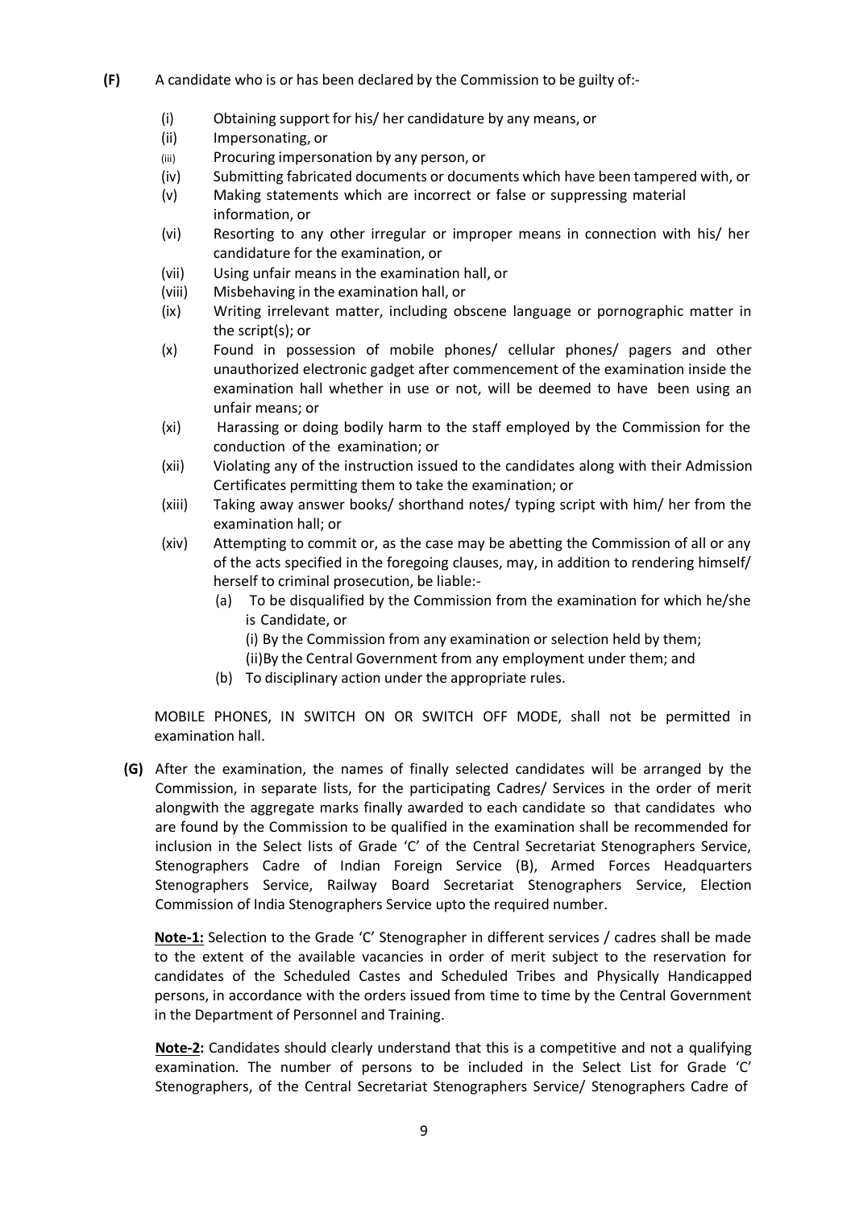**(F)** A candidate who is or has been declared by the Commission to be guilty of:-

(i) Obtaining support for his/ her candidature by any means, or

(ii) Impersonating, or

(iii) Procuring impersonation by any person, or

(iv) Submitting fabricated documents or documents which have been tampered with, or

(v) Making statements which are incorrect or false or suppressing material information, or

(vi) Resorting to any other irregular or improper means in connection with his/ her candidature for the examination, or

(vii) Using unfair means in the examination hall, or

(viii) Misbehaving in the examination hall, or

(ix) Writing irrelevant matter, including obscene language or pornographic matter in the script(s); or

(x) Found in possession of mobile phones/ cellular phones/ pagers and other unauthorized electronic gadget after commencement of the examination inside the examination hall whether in use or not, will be deemed to have been using an unfair means; or

(xi) Harassing or doing bodily harm to the staff employed by the Commission for the conduction of the examination; or

(xii) Violating any of the instruction issued to the candidates along with their Admission Certificates permitting them to take the examination; or

(xiii) Taking away answer books/ shorthand notes/ typing script with him/ her from the examination hall; or

(xiv) Attempting to commit or, as the case may be abetting the Commission of all or any of the acts specified in the foregoing clauses, may, in addition to rendering himself/ herself to criminal prosecution, be liable:-

(a) To be disqualified by the Commission from the examination for which he/she is Candidate, or

(i) By the Commission from any examination or selection held by them;

(ii)By the Central Government from any employment under them; and

(b) To disciplinary action under the appropriate rules.

MOBILE PHONES, IN SWITCH ON OR SWITCH OFF MODE, shall not be permitted in examination hall.

**(G)** After the examination, the names of finally selected candidates will be arranged by the Commission, in separate lists, for the participating Cadres/ Services in the order of merit alongwith the aggregate marks finally awarded to each candidate so that candidates who are found by the Commission to be qualified in the examination shall be recommended for inclusion in the Select lists of Grade 'C' of the Central Secretariat Stenographers Service, Stenographers Cadre of Indian Foreign Service (B), Armed Forces Headquarters Stenographers Service, Railway Board Secretariat Stenographers Service, Election Commission of India Stenographers Service upto the required number.

**Note-1:** Selection to the Grade 'C' Stenographer in different services / cadres shall be made to the extent of the available vacancies in order of merit subject to the reservation for candidates of the Scheduled Castes and Scheduled Tribes and Physically Handicapped persons, in accordance with the orders issued from time to time by the Central Government in the Department of Personnel and Training.

**Note-2:** Candidates should clearly understand that this is a competitive and not a qualifying examination. The number of persons to be included in the Select List for Grade 'C' Stenographers, of the Central Secretariat Stenographers Service/ Stenographers Cadre of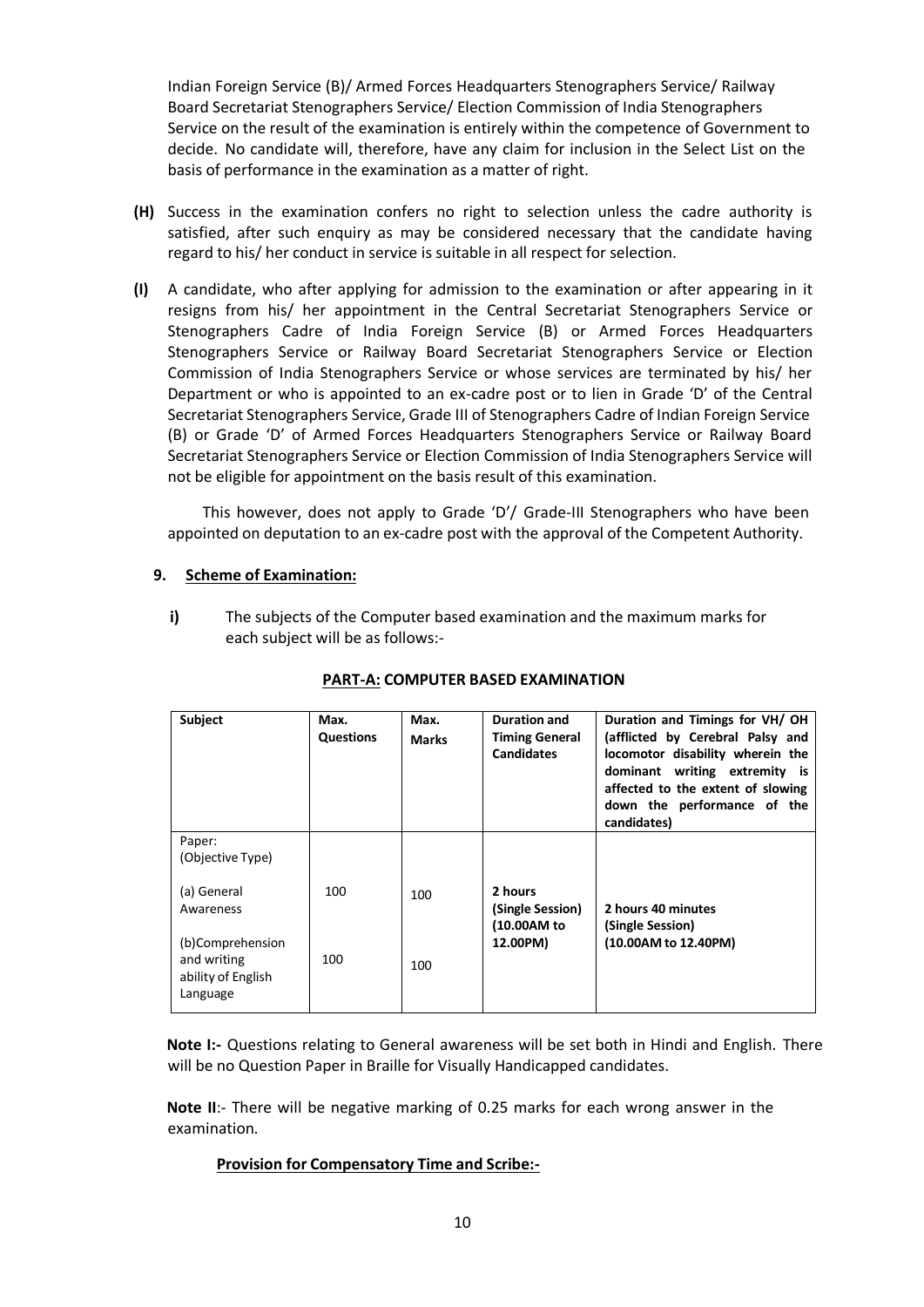Indian Foreign Service (B)/ Armed Forces Headquarters Stenographers Service/ Railway Board Secretariat Stenographers Service/ Election Commission of India Stenographers Service on the result of the examination is entirely within the competence of Government to decide. No candidate will, therefore, have any claim for inclusion in the Select List on the basis of performance in the examination as a matter of right.

**(H)** Success in the examination confers no right to selection unless the cadre authority is satisfied, after such enquiry as may be considered necessary that the candidate having regard to his/ her conduct in service is suitable in all respect for selection.

**(I)** A candidate, who after applying for admission to the examination or after appearing in it resigns from his/ her appointment in the Central Secretariat Stenographers Service or Stenographers Cadre of India Foreign Service (B) or Armed Forces Headquarters Stenographers Service or Railway Board Secretariat Stenographers Service or Election Commission of India Stenographers Service or whose services are terminated by his/ her Department or who is appointed to an ex-cadre post or to lien in Grade 'D' of the Central Secretariat Stenographers Service, Grade III of Stenographers Cadre of Indian Foreign Service (B) or Grade 'D' of Armed Forces Headquarters Stenographers Service or Railway Board Secretariat Stenographers Service or Election Commission of India Stenographers Service will not be eligible for appointment on the basis result of this examination.

This however, does not apply to Grade 'D'/ Grade-III Stenographers who have been appointed on deputation to an ex-cadre post with the approval of the Competent Authority.

## 9. Scheme of Examination:

**i)** The subjects of the Computer based examination and the maximum marks for each subject will be as follows:-

**PART-A: COMPUTER BASED EXAMINATION**

| Subject | Max. Questions | Max. Marks | Duration and Timing General Candidates | Duration and Timings for VH/ OH (afflicted by Cerebral Palsy and locomotor disability wherein the dominant writing extremity is affected to the extent of slowing down the performance of the candidates) |
|---|---|---|---|---|
| Paper: (Objective Type) | | | | |
| (a) General Awareness | 100 | 100 | **2 hours (Single Session) (10.00AM to 12.00PM)** | **2 hours 40 minutes (Single Session) (10.00AM to 12.40PM)** |
| (b)Comprehension and writing ability of English Language | 100 | 100 | | |

**Note I:-** Questions relating to General awareness will be set both in Hindi and English. There will be no Question Paper in Braille for Visually Handicapped candidates.

**Note II**:- There will be negative marking of 0.25 marks for each wrong answer in the examination.

**Provision for Compensatory Time and Scribe:-**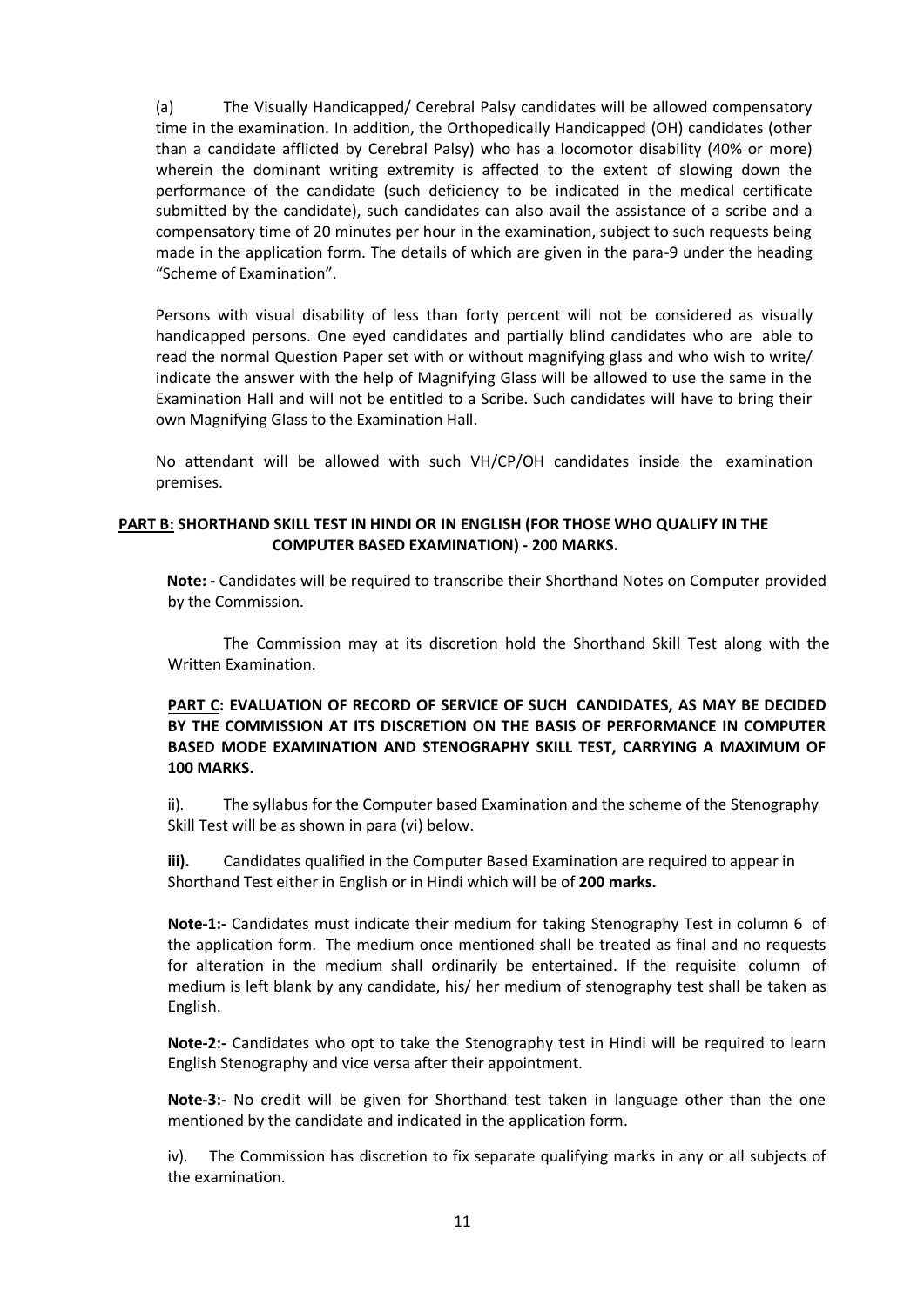(a) The Visually Handicapped/ Cerebral Palsy candidates will be allowed compensatory time in the examination. In addition, the Orthopedically Handicapped (OH) candidates (other than a candidate afflicted by Cerebral Palsy) who has a locomotor disability (40% or more) wherein the dominant writing extremity is affected to the extent of slowing down the performance of the candidate (such deficiency to be indicated in the medical certificate submitted by the candidate), such candidates can also avail the assistance of a scribe and a compensatory time of 20 minutes per hour in the examination, subject to such requests being made in the application form. The details of which are given in the para-9 under the heading "Scheme of Examination".

Persons with visual disability of less than forty percent will not be considered as visually handicapped persons. One eyed candidates and partially blind candidates who are able to read the normal Question Paper set with or without magnifying glass and who wish to write/ indicate the answer with the help of Magnifying Glass will be allowed to use the same in the Examination Hall and will not be entitled to a Scribe. Such candidates will have to bring their own Magnifying Glass to the Examination Hall.

No attendant will be allowed with such VH/CP/OH candidates inside the examination premises.

**PART B: SHORTHAND SKILL TEST IN HINDI OR IN ENGLISH (FOR THOSE WHO QUALIFY IN THE COMPUTER BASED EXAMINATION) - 200 MARKS.**

**Note: -** Candidates will be required to transcribe their Shorthand Notes on Computer provided by the Commission.

The Commission may at its discretion hold the Shorthand Skill Test along with the Written Examination.

**PART C: EVALUATION OF RECORD OF SERVICE OF SUCH CANDIDATES, AS MAY BE DECIDED BY THE COMMISSION AT ITS DISCRETION ON THE BASIS OF PERFORMANCE IN COMPUTER BASED MODE EXAMINATION AND STENOGRAPHY SKILL TEST, CARRYING A MAXIMUM OF 100 MARKS.**

ii). The syllabus for the Computer based Examination and the scheme of the Stenography Skill Test will be as shown in para (vi) below.

**iii).** Candidates qualified in the Computer Based Examination are required to appear in Shorthand Test either in English or in Hindi which will be of **200 marks.**

**Note-1:-** Candidates must indicate their medium for taking Stenography Test in column 6 of the application form. The medium once mentioned shall be treated as final and no requests for alteration in the medium shall ordinarily be entertained. If the requisite column of medium is left blank by any candidate, his/ her medium of stenography test shall be taken as English.

**Note-2:-** Candidates who opt to take the Stenography test in Hindi will be required to learn English Stenography and vice versa after their appointment.

**Note-3:-** No credit will be given for Shorthand test taken in language other than the one mentioned by the candidate and indicated in the application form.

iv). The Commission has discretion to fix separate qualifying marks in any or all subjects of the examination.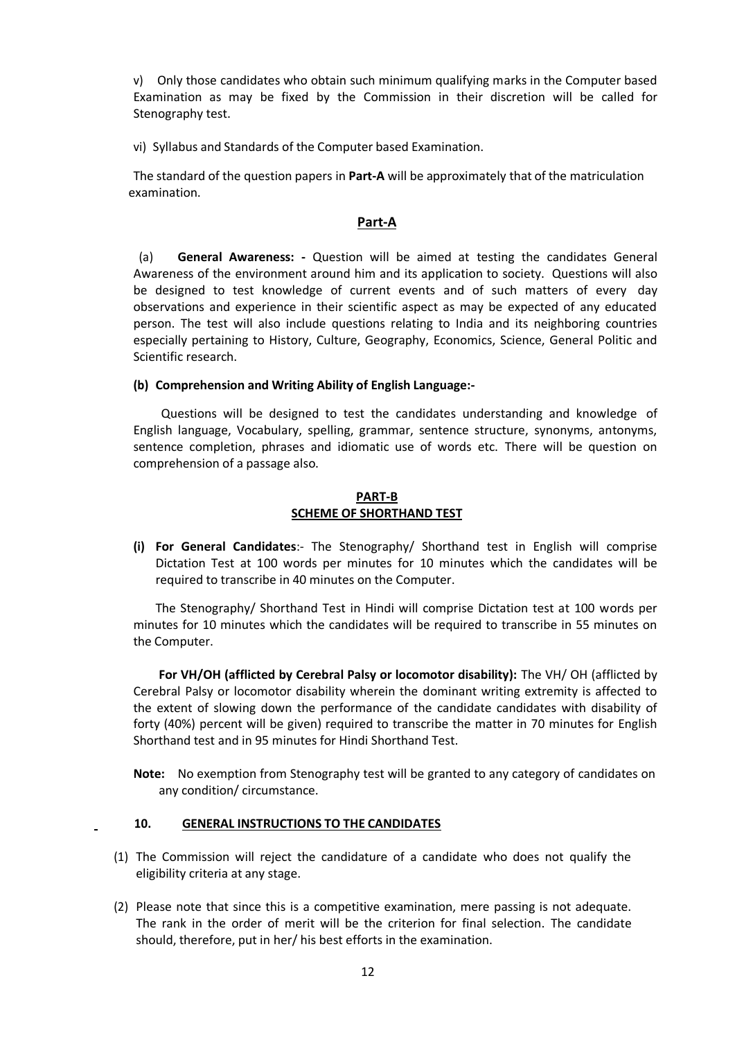v) Only those candidates who obtain such minimum qualifying marks in the Computer based Examination as may be fixed by the Commission in their discretion will be called for Stenography test.

vi) Syllabus and Standards of the Computer based Examination.

The standard of the question papers in **Part-A** will be approximately that of the matriculation examination.

## Part-A

(a) **General Awareness: -** Question will be aimed at testing the candidates General Awareness of the environment around him and its application to society. Questions will also be designed to test knowledge of current events and of such matters of every day observations and experience in their scientific aspect as may be expected of any educated person. The test will also include questions relating to India and its neighboring countries especially pertaining to History, Culture, Geography, Economics, Science, General Politic and Scientific research.

**(b) Comprehension and Writing Ability of English Language:-**

Questions will be designed to test the candidates understanding and knowledge of English language, Vocabulary, spelling, grammar, sentence structure, synonyms, antonyms, sentence completion, phrases and idiomatic use of words etc. There will be question on comprehension of a passage also.

## PART-B
## SCHEME OF SHORTHAND TEST

**(i) For General Candidates**:- The Stenography/ Shorthand test in English will comprise Dictation Test at 100 words per minutes for 10 minutes which the candidates will be required to transcribe in 40 minutes on the Computer.

The Stenography/ Shorthand Test in Hindi will comprise Dictation test at 100 words per minutes for 10 minutes which the candidates will be required to transcribe in 55 minutes on the Computer.

**For VH/OH (afflicted by Cerebral Palsy or locomotor disability):** The VH/ OH (afflicted by Cerebral Palsy or locomotor disability wherein the dominant writing extremity is affected to the extent of slowing down the performance of the candidate candidates with disability of forty (40%) percent will be given) required to transcribe the matter in 70 minutes for English Shorthand test and in 95 minutes for Hindi Shorthand Test.

**Note:** No exemption from Stenography test will be granted to any category of candidates on any condition/ circumstance.

## 10. GENERAL INSTRUCTIONS TO THE CANDIDATES

(1) The Commission will reject the candidature of a candidate who does not qualify the eligibility criteria at any stage.

(2) Please note that since this is a competitive examination, mere passing is not adequate. The rank in the order of merit will be the criterion for final selection. The candidate should, therefore, put in her/ his best efforts in the examination.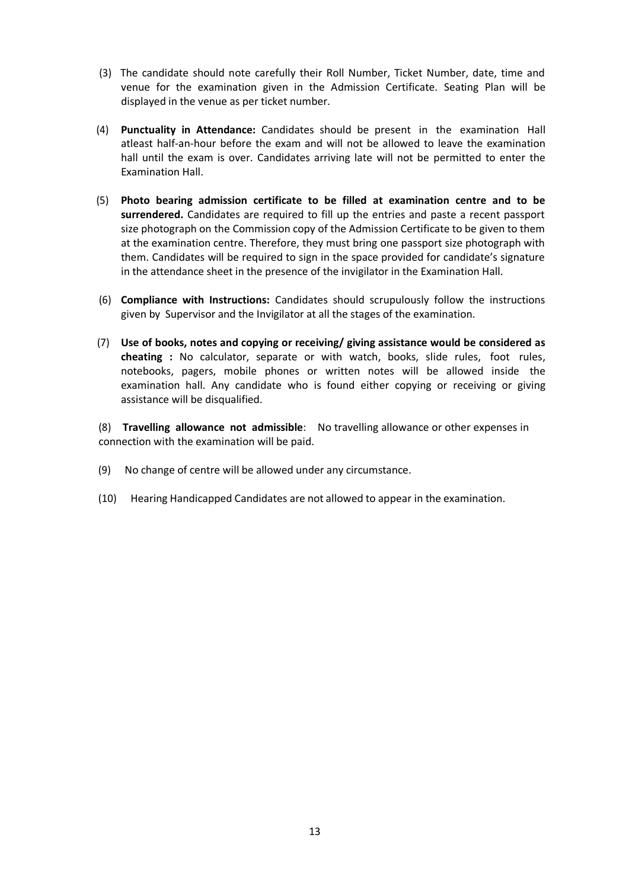(3) The candidate should note carefully their Roll Number, Ticket Number, date, time and venue for the examination given in the Admission Certificate. Seating Plan will be displayed in the venue as per ticket number.

(4) **Punctuality in Attendance:** Candidates should be present in the examination Hall atleast half-an-hour before the exam and will not be allowed to leave the examination hall until the exam is over. Candidates arriving late will not be permitted to enter the Examination Hall.

(5) **Photo bearing admission certificate to be filled at examination centre and to be surrendered.** Candidates are required to fill up the entries and paste a recent passport size photograph on the Commission copy of the Admission Certificate to be given to them at the examination centre. Therefore, they must bring one passport size photograph with them. Candidates will be required to sign in the space provided for candidate's signature in the attendance sheet in the presence of the invigilator in the Examination Hall.

(6) **Compliance with Instructions:** Candidates should scrupulously follow the instructions given by Supervisor and the Invigilator at all the stages of the examination.

(7) **Use of books, notes and copying or receiving/ giving assistance would be considered as cheating :** No calculator, separate or with watch, books, slide rules, foot rules, notebooks, pagers, mobile phones or written notes will be allowed inside the examination hall. Any candidate who is found either copying or receiving or giving assistance will be disqualified.

(8) **Travelling allowance not admissible**: No travelling allowance or other expenses in connection with the examination will be paid.

(9) No change of centre will be allowed under any circumstance.

(10) Hearing Handicapped Candidates are not allowed to appear in the examination.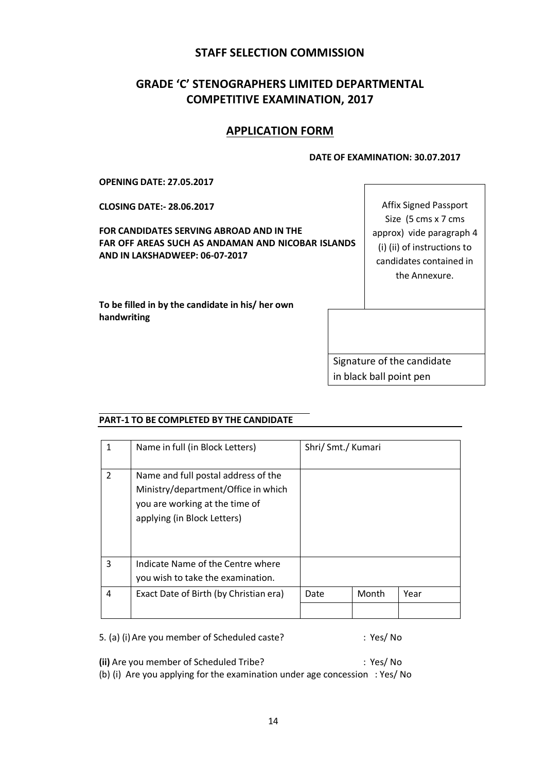## STAFF SELECTION COMMISSION

## GRADE 'C' STENOGRAPHERS LIMITED DEPARTMENTAL COMPETITIVE EXAMINATION, 2017

## APPLICATION FORM

**DATE OF EXAMINATION: 30.07.2017**

**OPENING DATE: 27.05.2017**

**CLOSING DATE:- 28.06.2017**

**FOR CANDIDATES SERVING ABROAD AND IN THE FAR OFF AREAS SUCH AS ANDAMAN AND NICOBAR ISLANDS AND IN LAKSHADWEEP: 06-07-2017**

Affix Signed Passport Size (5 cms x 7 cms approx) vide paragraph 4 (i) (ii) of instructions to candidates contained in the Annexure.

**To be filled in by the candidate in his/ her own handwriting**

Signature of the candidate in black ball point pen

**PART-1 TO BE COMPLETED BY THE CANDIDATE**

| | | | | |
|---|---|---|---|---|
| 1 | Name in full (in Block Letters) | Shri/ Smt./ Kumari | | |
| 2 | Name and full postal address of the Ministry/department/Office in which you are working at the time of applying (in Block Letters) | | | |
| 3 | Indicate Name of the Centre where you wish to take the examination. | | | |
| 4 | Exact Date of Birth (by Christian era) | Date | Month | Year |
| | | | | |

5. (a) (i) Are you member of Scheduled caste? : Yes/ No

**(ii)** Are you member of Scheduled Tribe? : Yes/ No

(b) (i) Are you applying for the examination under age concession : Yes/ No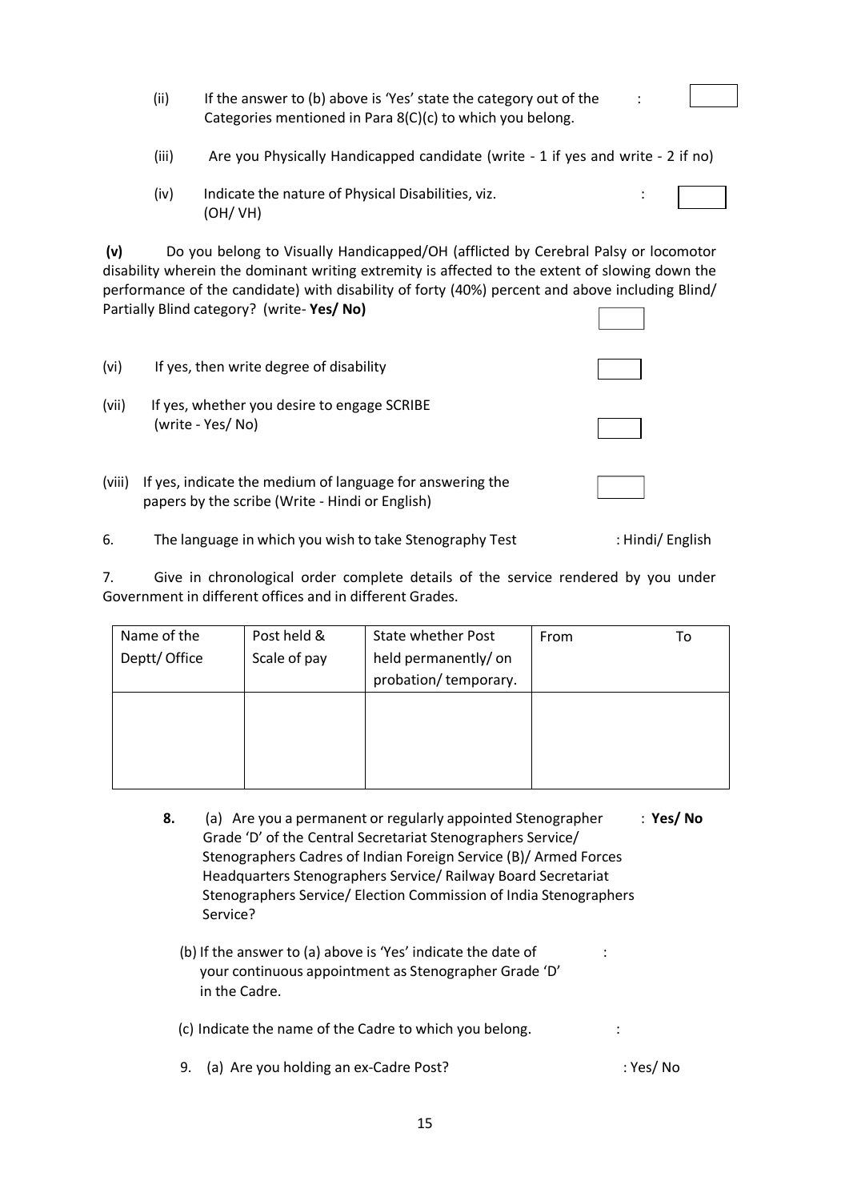(ii) If the answer to (b) above is 'Yes' state the category out of the Categories mentioned in Para 8(C)(c) to which you belong. :

(iii) Are you Physically Handicapped candidate (write - 1 if yes and write - 2 if no)

(iv) Indicate the nature of Physical Disabilities, viz. (OH/ VH) :

**(v)** Do you belong to Visually Handicapped/OH (afflicted by Cerebral Palsy or locomotor disability wherein the dominant writing extremity is affected to the extent of slowing down the performance of the candidate) with disability of forty (40%) percent and above including Blind/ Partially Blind category? (write- **Yes/ No)**

(vi) If yes, then write degree of disability

(vii) If yes, whether you desire to engage SCRIBE (write - Yes/ No)

(viii) If yes, indicate the medium of language for answering the papers by the scribe (Write - Hindi or English)

6. The language in which you wish to take Stenography Test : Hindi/ English

7. Give in chronological order complete details of the service rendered by you under Government in different offices and in different Grades.

| Name of the Deptt/ Office | Post held & Scale of pay | State whether Post held permanently/ on probation/ temporary. | From | To |
|---|---|---|---|---|
| | | | | |

**8.** (a) Are you a permanent or regularly appointed Stenographer Grade 'D' of the Central Secretariat Stenographers Service/ Stenographers Cadres of Indian Foreign Service (B)/ Armed Forces Headquarters Stenographers Service/ Railway Board Secretariat Stenographers Service/ Election Commission of India Stenographers Service? : **Yes/ No**

(b) If the answer to (a) above is 'Yes' indicate the date of your continuous appointment as Stenographer Grade 'D' in the Cadre. :

(c) Indicate the name of the Cadre to which you belong. :

9. (a) Are you holding an ex-Cadre Post? : Yes/ No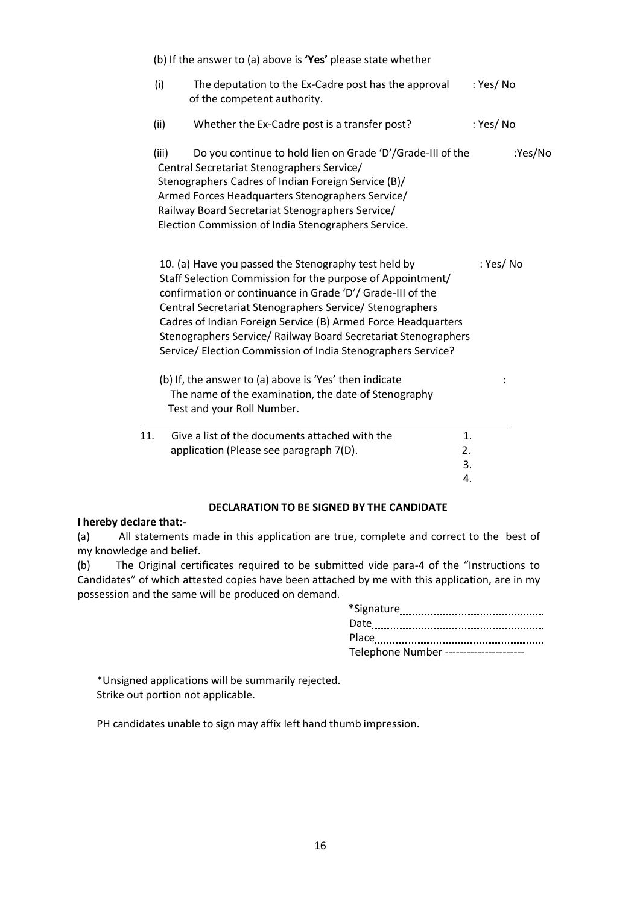(b) If the answer to (a) above is **'Yes'** please state whether

(i) The deputation to the Ex-Cadre post has the approval of the competent authority. : Yes/ No

(ii) Whether the Ex-Cadre post is a transfer post? : Yes/ No

(iii) Do you continue to hold lien on Grade 'D'/Grade-III of the Central Secretariat Stenographers Service/ Stenographers Cadres of Indian Foreign Service (B)/ Armed Forces Headquarters Stenographers Service/ Railway Board Secretariat Stenographers Service/ Election Commission of India Stenographers Service. :Yes/No

10. (a) Have you passed the Stenography test held by Staff Selection Commission for the purpose of Appointment/ confirmation or continuance in Grade 'D'/ Grade-III of the Central Secretariat Stenographers Service/ Stenographers Cadres of Indian Foreign Service (B) Armed Force Headquarters Stenographers Service/ Railway Board Secretariat Stenographers Service/ Election Commission of India Stenographers Service? : Yes/ No

(b) If, the answer to (a) above is 'Yes' then indicate The name of the examination, the date of Stenography Test and your Roll Number. :

11. Give a list of the documents attached with the application (Please see paragraph 7(D).
1.
2.
3.
4.

**DECLARATION TO BE SIGNED BY THE CANDIDATE**

**I hereby declare that:-**

(a) All statements made in this application are true, complete and correct to the best of my knowledge and belief.

(b) The Original certificates required to be submitted vide para-4 of the "Instructions to Candidates" of which attested copies have been attached by me with this application, are in my possession and the same will be produced on demand.

*Signature............................................

Date............................................

Place............................................

Telephone Number ---------------------

*Unsigned applications will be summarily rejected.
Strike out portion not applicable.

PH candidates unable to sign may affix left hand thumb impression.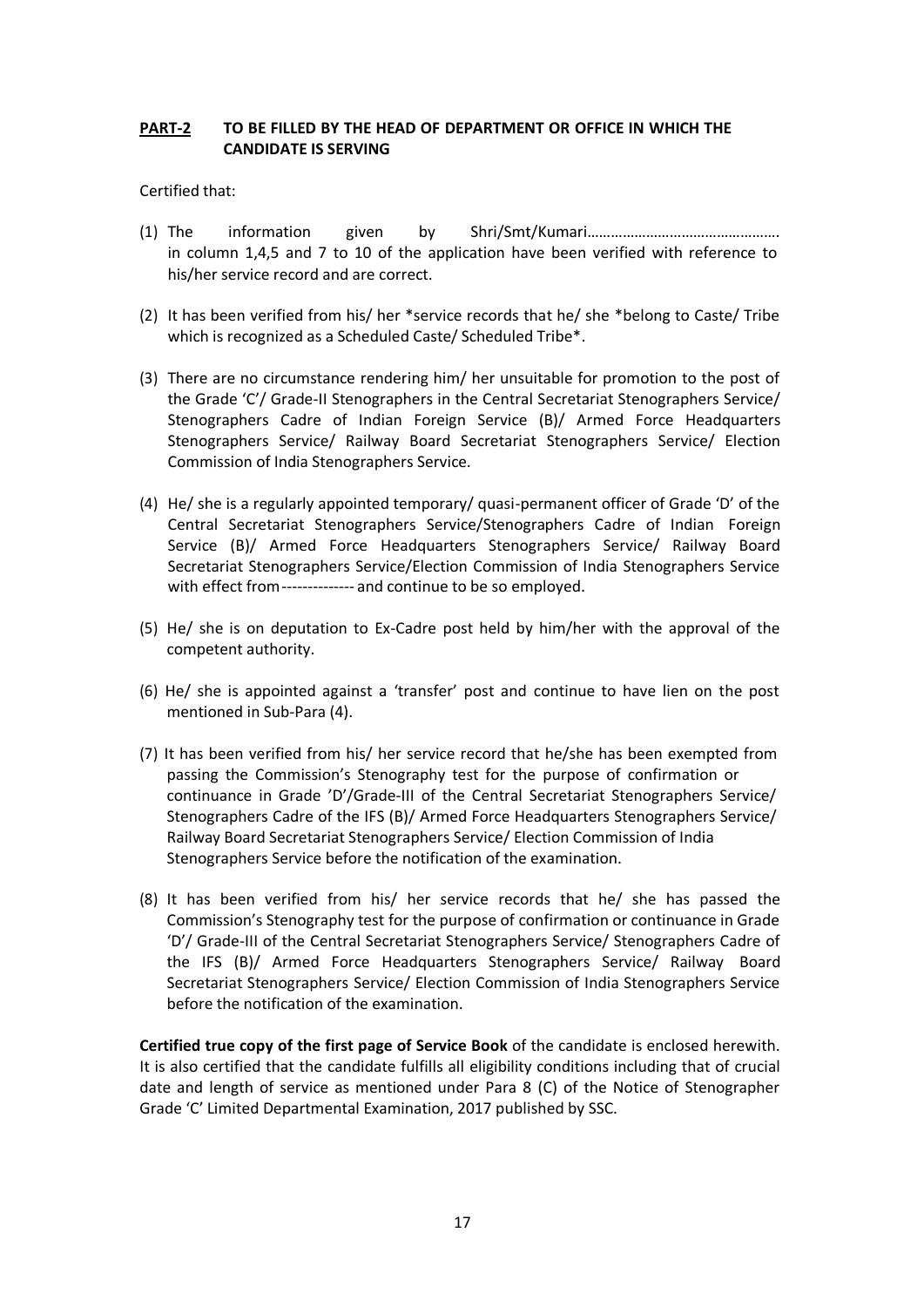**PART-2 TO BE FILLED BY THE HEAD OF DEPARTMENT OR OFFICE IN WHICH THE CANDIDATE IS SERVING**

Certified that:

(1) The information given by Shri/Smt/Kumari………………………………………. in column 1,4,5 and 7 to 10 of the application have been verified with reference to his/her service record and are correct.

(2) It has been verified from his/ her *service records that he/ she *belong to Caste/ Tribe which is recognized as a Scheduled Caste/ Scheduled Tribe*.

(3) There are no circumstance rendering him/ her unsuitable for promotion to the post of the Grade 'C'/ Grade-II Stenographers in the Central Secretariat Stenographers Service/ Stenographers Cadre of Indian Foreign Service (B)/ Armed Force Headquarters Stenographers Service/ Railway Board Secretariat Stenographers Service/ Election Commission of India Stenographers Service.

(4) He/ she is a regularly appointed temporary/ quasi-permanent officer of Grade 'D' of the Central Secretariat Stenographers Service/Stenographers Cadre of Indian Foreign Service (B)/ Armed Force Headquarters Stenographers Service/ Railway Board Secretariat Stenographers Service/Election Commission of India Stenographers Service with effect from------------- and continue to be so employed.

(5) He/ she is on deputation to Ex-Cadre post held by him/her with the approval of the competent authority.

(6) He/ she is appointed against a 'transfer' post and continue to have lien on the post mentioned in Sub-Para (4).

(7) It has been verified from his/ her service record that he/she has been exempted from passing the Commission's Stenography test for the purpose of confirmation or continuance in Grade 'D'/Grade-III of the Central Secretariat Stenographers Service/ Stenographers Cadre of the IFS (B)/ Armed Force Headquarters Stenographers Service/ Railway Board Secretariat Stenographers Service/ Election Commission of India Stenographers Service before the notification of the examination.

(8) It has been verified from his/ her service records that he/ she has passed the Commission's Stenography test for the purpose of confirmation or continuance in Grade 'D'/ Grade-III of the Central Secretariat Stenographers Service/ Stenographers Cadre of the IFS (B)/ Armed Force Headquarters Stenographers Service/ Railway Board Secretariat Stenographers Service/ Election Commission of India Stenographers Service before the notification of the examination.

**Certified true copy of the first page of Service Book** of the candidate is enclosed herewith. It is also certified that the candidate fulfills all eligibility conditions including that of crucial date and length of service as mentioned under Para 8 (C) of the Notice of Stenographer Grade 'C' Limited Departmental Examination, 2017 published by SSC.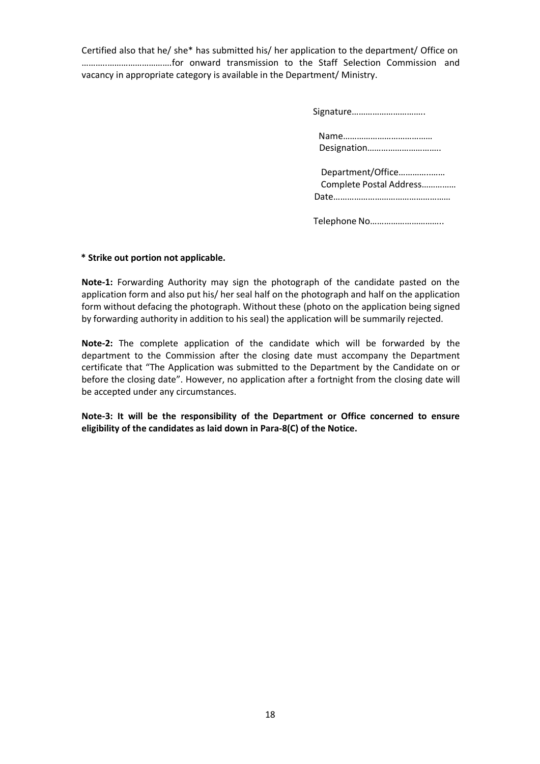Certified also that he/ she* has submitted his/ her application to the department/ Office on ……….…………………….…for onward transmission to the Staff Selection Commission and vacancy in appropriate category is available in the Department/ Ministry.

Signature………………………….

Name…………………………………
Designation…………………………..

Department/Office………..……
Complete Postal Address……………
Date……………………………………………

Telephone No…………………………..

**\* Strike out portion not applicable.**

**Note-1:** Forwarding Authority may sign the photograph of the candidate pasted on the application form and also put his/ her seal half on the photograph and half on the application form without defacing the photograph. Without these (photo on the application being signed by forwarding authority in addition to his seal) the application will be summarily rejected.

**Note-2:** The complete application of the candidate which will be forwarded by the department to the Commission after the closing date must accompany the Department certificate that "The Application was submitted to the Department by the Candidate on or before the closing date". However, no application after a fortnight from the closing date will be accepted under any circumstances.

**Note-3: It will be the responsibility of the Department or Office concerned to ensure eligibility of the candidates as laid down in Para-8(C) of the Notice.**